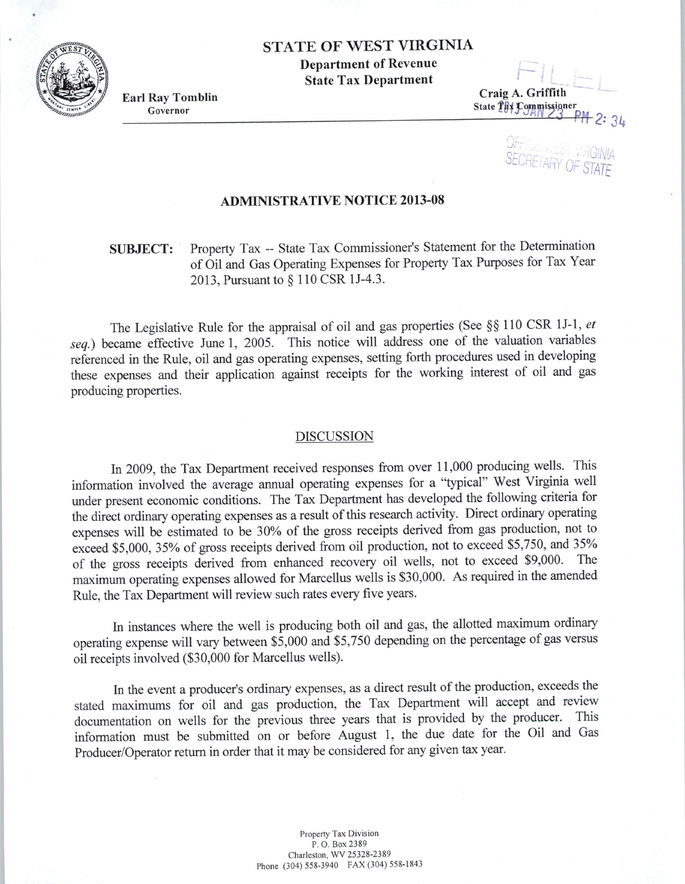# STATE OF WEST VIRGINIA

**Department of Revenue**
**State Tax Department**

**Earl Ray Tomblin**
Governor

**Craig A. Griffith**
State Tax Commissioner

FILED
2013 JAN 23 PM 2: 34
OFFICE WEST VIRGINIA SECRETARY OF STATE

## ADMINISTRATIVE NOTICE 2013-08

**SUBJECT:** Property Tax -- State Tax Commissioner's Statement for the Determination of Oil and Gas Operating Expenses for Property Tax Purposes for Tax Year 2013, Pursuant to § 110 CSR 1J-4.3.

The Legislative Rule for the appraisal of oil and gas properties (See §§ 110 CSR 1J-1, *et seq.*) became effective June 1, 2005. This notice will address one of the valuation variables referenced in the Rule, oil and gas operating expenses, setting forth procedures used in developing these expenses and their application against receipts for the working interest of oil and gas producing properties.

### DISCUSSION

In 2009, the Tax Department received responses from over 11,000 producing wells. This information involved the average annual operating expenses for a "typical" West Virginia well under present economic conditions. The Tax Department has developed the following criteria for the direct ordinary operating expenses as a result of this research activity. Direct ordinary operating expenses will be estimated to be 30% of the gross receipts derived from gas production, not to exceed $5,000, 35% of gross receipts derived from oil production, not to exceed $5,750, and 35% of the gross receipts derived from enhanced recovery oil wells, not to exceed $9,000. The maximum operating expenses allowed for Marcellus wells is $30,000. As required in the amended Rule, the Tax Department will review such rates every five years.

In instances where the well is producing both oil and gas, the allotted maximum ordinary operating expense will vary between $5,000 and $5,750 depending on the percentage of gas versus oil receipts involved ($30,000 for Marcellus wells).

In the event a producer's ordinary expenses, as a direct result of the production, exceeds the stated maximums for oil and gas production, the Tax Department will accept and review documentation on wells for the previous three years that is provided by the producer. This information must be submitted on or before August 1, the due date for the Oil and Gas Producer/Operator return in order that it may be considered for any given tax year.

Property Tax Division
P. O. Box 2389
Charleston, WV 25328-2389
Phone (304) 558-3940 FAX (304) 558-1843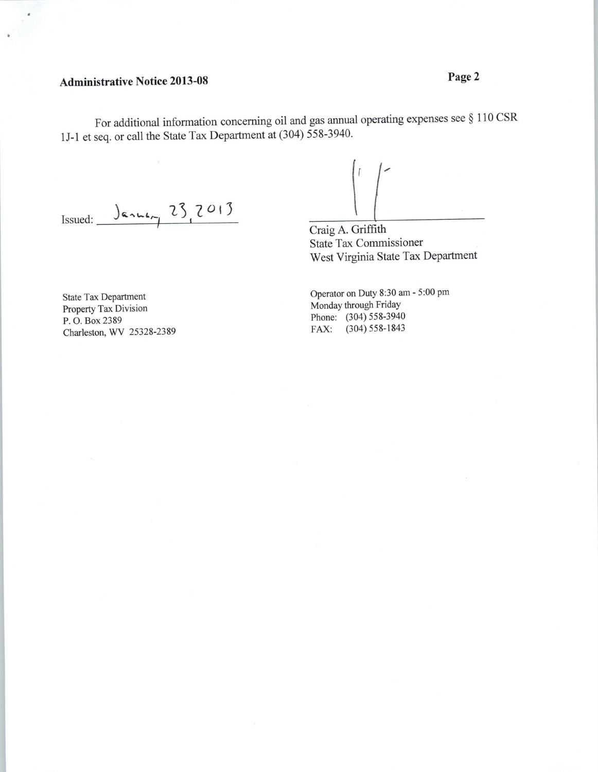For additional information concerning oil and gas annual operating expenses see § 110 CSR 1J-1 et seq. or call the State Tax Department at (304) 558-3940.

Issued: January 23, 2013

Craig A. Griffith
State Tax Commissioner
West Virginia State Tax Department

State Tax Department
Property Tax Division
P. O. Box 2389
Charleston, WV 25328-2389

Operator on Duty 8:30 am - 5:00 pm
Monday through Friday
Phone: (304) 558-3940
FAX: (304) 558-1843